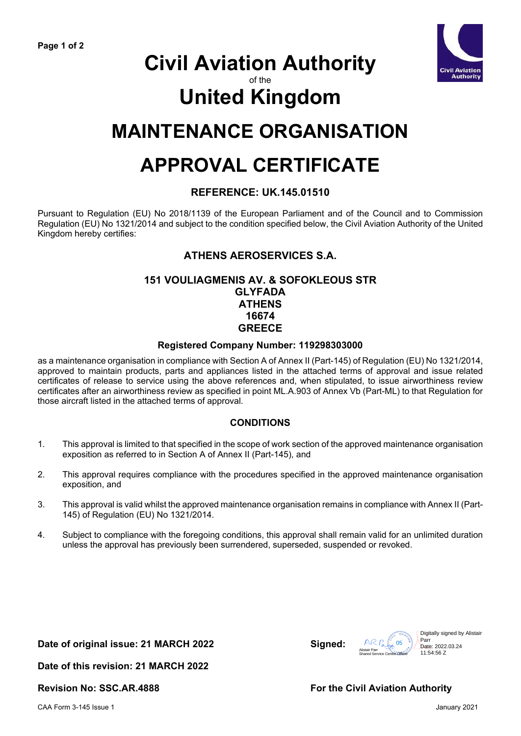# Civil Aviation Authority

of the

# United Kingdom

# MAINTENANCE ORGANISATION

# APPROVAL CERTIFICATE

### REFERENCE: UK.145.01510

Pursuant to Regulation (EU) No 2018/1139 of the European Parliament and of the Council and to Commission Regulation (EU) No 1321/2014 and subject to the condition specified below, the Civil Aviation Authority of the United Kingdom hereby certifies:

### ATHENS AEROSERVICES S.A.

**151 VOULIAGMENIS AV. & SOFOKLEOUS STR**
**GLYFADA**
**ATHENS**
**16674**
**GREECE**

**Registered Company Number: 119298303000**

as a maintenance organisation in compliance with Section A of Annex II (Part-145) of Regulation (EU) No 1321/2014, approved to maintain products, parts and appliances listed in the attached terms of approval and issue related certificates of release to service using the above references and, when stipulated, to issue airworthiness review certificates after an airworthiness review as specified in point ML.A.903 of Annex Vb (Part-ML) to that Regulation for those aircraft listed in the attached terms of approval.

### CONDITIONS

1. This approval is limited to that specified in the scope of work section of the approved maintenance organisation exposition as referred to in Section A of Annex II (Part-145), and
2. This approval requires compliance with the procedures specified in the approved maintenance organisation exposition, and
3. This approval is valid whilst the approved maintenance organisation remains in compliance with Annex II (Part-145) of Regulation (EU) No 1321/2014.
4. Subject to compliance with the foregoing conditions, this approval shall remain valid for an unlimited duration unless the approval has previously been surrendered, superseded, suspended or revoked.

**Date of original issue: 21 MARCH 2022**

**Date of this revision: 21 MARCH 2022**

**Revision No: SSC.AR.4888**

**Signed:** Alistair Parr, Shared Service Centre Officer

Digitally signed by Alistair Parr
Date: 2022.03.24 11:54:56 Z

**For the Civil Aviation Authority**

CAA Form 3-145 Issue 1 January 2021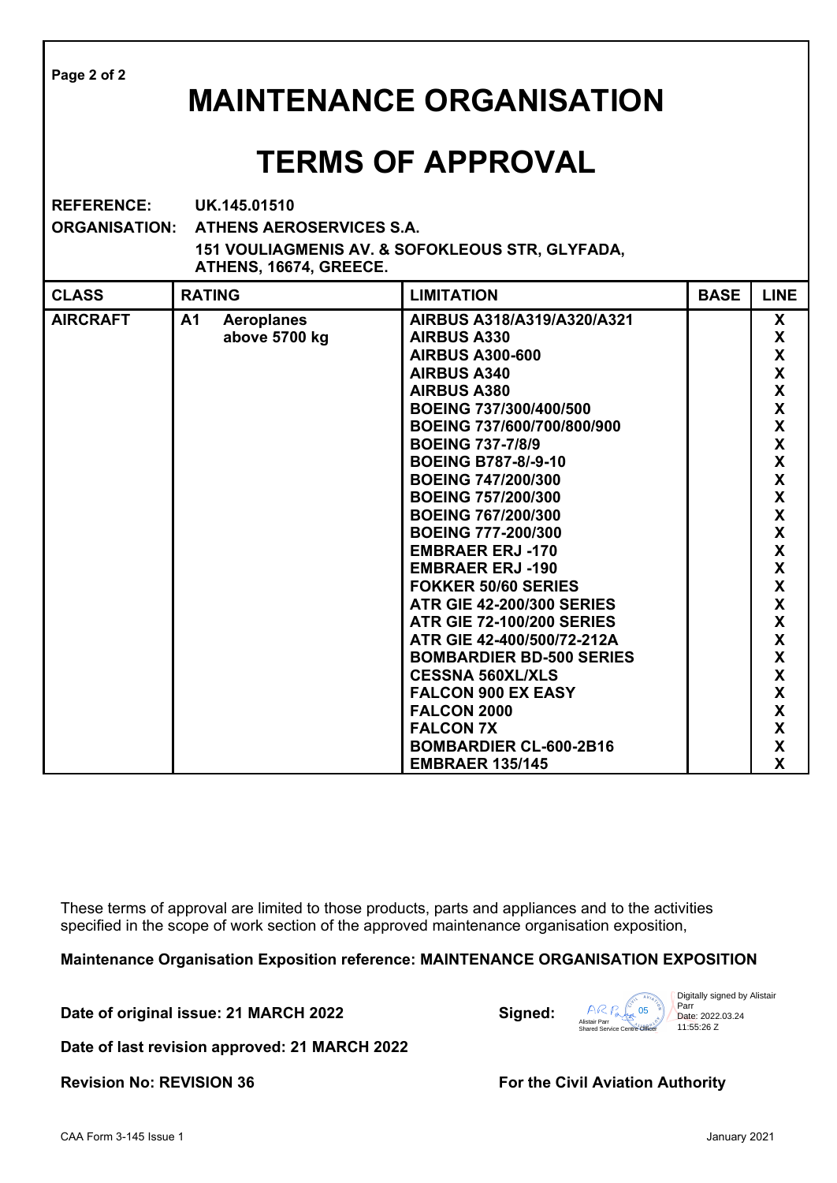# MAINTENANCE ORGANISATION

# TERMS OF APPROVAL

**REFERENCE:** UK.145.01510

**ORGANISATION:** ATHENS AEROSERVICES S.A.
151 VOULIAGMENIS AV. & SOFOKLEOUS STR, GLYFADA, ATHENS, 16674, GREECE.

| CLASS | RATING | LIMITATION | BASE | LINE |
|---|---|---|---|---|
| AIRCRAFT | A1 Aeroplanes above 5700 kg | AIRBUS A318/A319/A320/A321 | | X |
| | | AIRBUS A330 | | X |
| | | AIRBUS A300-600 | | X |
| | | AIRBUS A340 | | X |
| | | AIRBUS A380 | | X |
| | | BOEING 737/300/400/500 | | X |
| | | BOEING 737/600/700/800/900 | | X |
| | | BOEING 737-7/8/9 | | X |
| | | BOEING B787-8/-9-10 | | X |
| | | BOEING 747/200/300 | | X |
| | | BOEING 757/200/300 | | X |
| | | BOEING 767/200/300 | | X |
| | | BOEING 777-200/300 | | X |
| | | EMBRAER ERJ -170 | | X |
| | | EMBRAER ERJ -190 | | X |
| | | FOKKER 50/60 SERIES | | X |
| | | ATR GIE 42-200/300 SERIES | | X |
| | | ATR GIE 72-100/200 SERIES | | X |
| | | ATR GIE 42-400/500/72-212A | | X |
| | | BOMBARDIER BD-500 SERIES | | X |
| | | CESSNA 560XL/XLS | | X |
| | | FALCON 900 EX EASY | | X |
| | | FALCON 2000 | | X |
| | | FALCON 7X | | X |
| | | BOMBARDIER CL-600-2B16 | | X |
| | | EMBRAER 135/145 | | X |

These terms of approval are limited to those products, parts and appliances and to the activities specified in the scope of work section of the approved maintenance organisation exposition,

**Maintenance Organisation Exposition reference: MAINTENANCE ORGANISATION EXPOSITION**

**Date of original issue: 21 MARCH 2022**

**Signed:** Alistair Parr, Shared Service Centre Officer

Digitally signed by Alistair Parr
Date: 2022.03.24 11:55:26 Z

**Date of last revision approved: 21 MARCH 2022**

**Revision No: REVISION 36**

**For the Civil Aviation Authority**

CAA Form 3-145 Issue 1 — January 2021